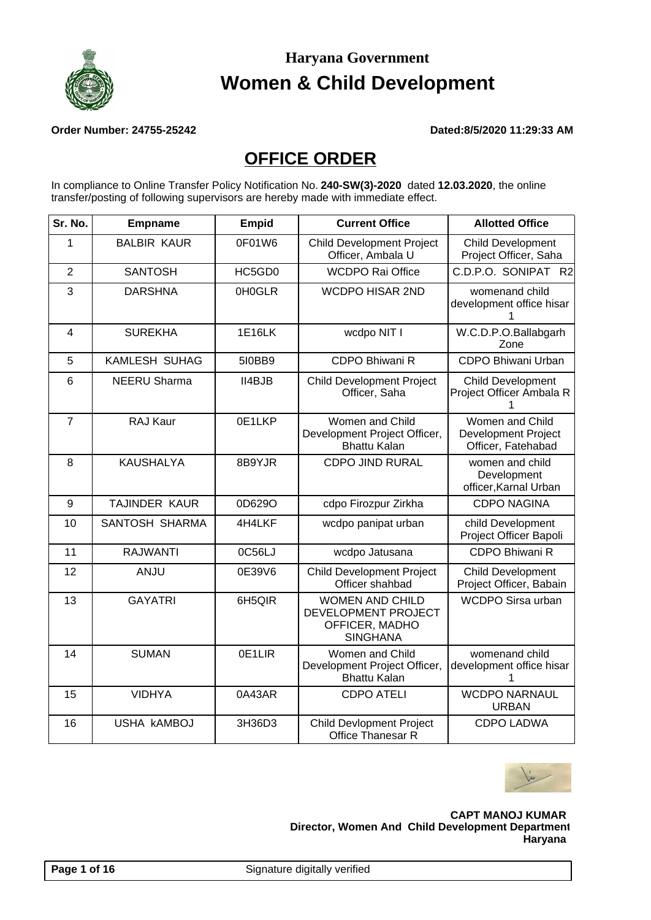# Haryana Government

# Women & Child Development

**Order Number: 24755-25242** **Dated:8/5/2020 11:29:33 AM**

## OFFICE ORDER

In compliance to Online Transfer Policy Notification No. **240-SW(3)-2020** dated **12.03.2020**, the online transfer/posting of following supervisors are hereby made with immediate effect.

| Sr. No. | Empname | Empid | Current Office | Allotted Office |
|---|---|---|---|---|
| 1 | BALBIR KAUR | 0F01W6 | Child Development Project Officer, Ambala U | Child Development Project Officer, Saha |
| 2 | SANTOSH | HC5GD0 | WCDPO Rai Office | C.D.P.O. SONIPAT R2 |
| 3 | DARSHNA | 0H0GLR | WCDPO HISAR 2ND | womenand child development office hisar 1 |
| 4 | SUREKHA | 1E16LK | wcdpo NIT I | W.C.D.P.O.Ballabgarh Zone |
| 5 | KAMLESH SUHAG | 5I0BB9 | CDPO Bhiwani R | CDPO Bhiwani Urban |
| 6 | NEERU Sharma | II4BJB | Child Development Project Officer, Saha | Child Development Project Officer Ambala R 1 |
| 7 | RAJ Kaur | 0E1LKP | Women and Child Development Project Officer, Bhattu Kalan | Women and Child Development Project Officer, Fatehabad |
| 8 | KAUSHALYA | 8B9YJR | CDPO JIND RURAL | women and child Development officer,Karnal Urban |
| 9 | TAJINDER KAUR | 0D629O | cdpo Firozpur Zirkha | CDPO NAGINA |
| 10 | SANTOSH SHARMA | 4H4LKF | wcdpo panipat urban | child Development Project Officer Bapoli |
| 11 | RAJWANTI | 0C56LJ | wcdpo Jatusana | CDPO Bhiwani R |
| 12 | ANJU | 0E39V6 | Child Development Project Officer shahbad | Child Development Project Officer, Babain |
| 13 | GAYATRI | 6H5QIR | WOMEN AND CHILD DEVELOPMENT PROJECT OFFICER, MADHO SINGHANA | WCDPO Sirsa urban |
| 14 | SUMAN | 0E1LIR | Women and Child Development Project Officer, Bhattu Kalan | womenand child development office hisar 1 |
| 15 | VIDHYA | 0A43AR | CDPO ATELI | WCDPO NARNAUL URBAN |
| 16 | USHA kAMBOJ | 3H36D3 | Child Devlopment Project Office Thanesar R | CDPO LADWA |

**CAPT MANOJ KUMAR**
**Director, Women And Child Development Department Haryana**

Signature digitally verified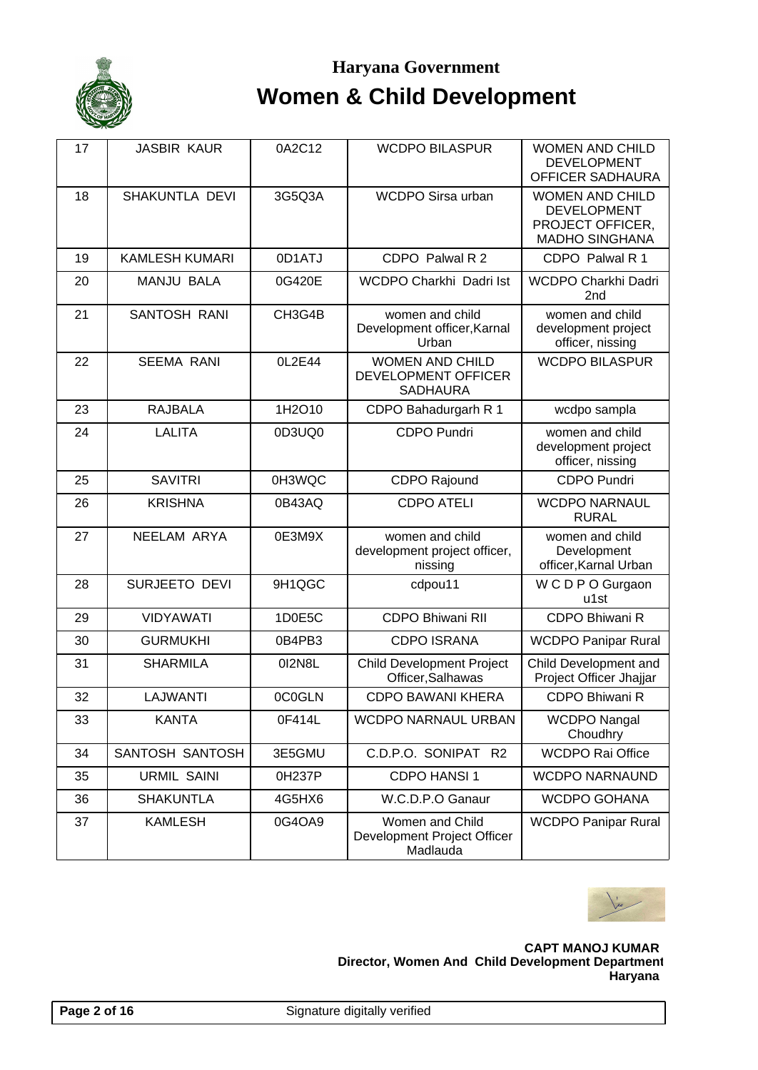# Haryana Government

# Women & Child Development

| 17 | JASBIR KAUR | 0A2C12 | WCDPO BILASPUR | WOMEN AND CHILD DEVELOPMENT OFFICER SADHAURA |
|---|---|---|---|---|
| 18 | SHAKUNTLA DEVI | 3G5Q3A | WCDPO Sirsa urban | WOMEN AND CHILD DEVELOPMENT PROJECT OFFICER, MADHO SINGHANA |
| 19 | KAMLESH KUMARI | 0D1ATJ | CDPO Palwal R 2 | CDPO Palwal R 1 |
| 20 | MANJU BALA | 0G420E | WCDPO Charkhi Dadri Ist | WCDPO Charkhi Dadri 2nd |
| 21 | SANTOSH RANI | CH3G4B | women and child Development officer,Karnal Urban | women and child development project officer, nissing |
| 22 | SEEMA RANI | 0L2E44 | WOMEN AND CHILD DEVELOPMENT OFFICER SADHAURA | WCDPO BILASPUR |
| 23 | RAJBALA | 1H2O10 | CDPO Bahadurgarh R 1 | wcdpo sampla |
| 24 | LALITA | 0D3UQ0 | CDPO Pundri | women and child development project officer, nissing |
| 25 | SAVITRI | 0H3WQC | CDPO Rajound | CDPO Pundri |
| 26 | KRISHNA | 0B43AQ | CDPO ATELI | WCDPO NARNAUL RURAL |
| 27 | NEELAM ARYA | 0E3M9X | women and child development project officer, nissing | women and child Development officer,Karnal Urban |
| 28 | SURJEETO DEVI | 9H1QGC | cdpou11 | W C D P O Gurgaon u1st |
| 29 | VIDYAWATI | 1D0E5C | CDPO Bhiwani RII | CDPO Bhiwani R |
| 30 | GURMUKHI | 0B4PB3 | CDPO ISRANA | WCDPO Panipar Rural |
| 31 | SHARMILA | 0I2N8L | Child Development Project Officer,Salhawas | Child Development and Project Officer Jhajjar |
| 32 | LAJWANTI | 0C0GLN | CDPO BAWANI KHERA | CDPO Bhiwani R |
| 33 | KANTA | 0F414L | WCDPO NARNAUL URBAN | WCDPO Nangal Choudhry |
| 34 | SANTOSH SANTOSH | 3E5GMU | C.D.P.O. SONIPAT R2 | WCDPO Rai Office |
| 35 | URMIL SAINI | 0H237P | CDPO HANSI 1 | WCDPO NARNAUND |
| 36 | SHAKUNTLA | 4G5HX6 | W.C.D.P.O Ganaur | WCDPO GOHANA |
| 37 | KAMLESH | 0G4OA9 | Women and Child Development Project Officer Madlauda | WCDPO Panipar Rural |

**CAPT MANOJ KUMAR**
**Director, Women And Child Development Department**
**Haryana**

Signature digitally verified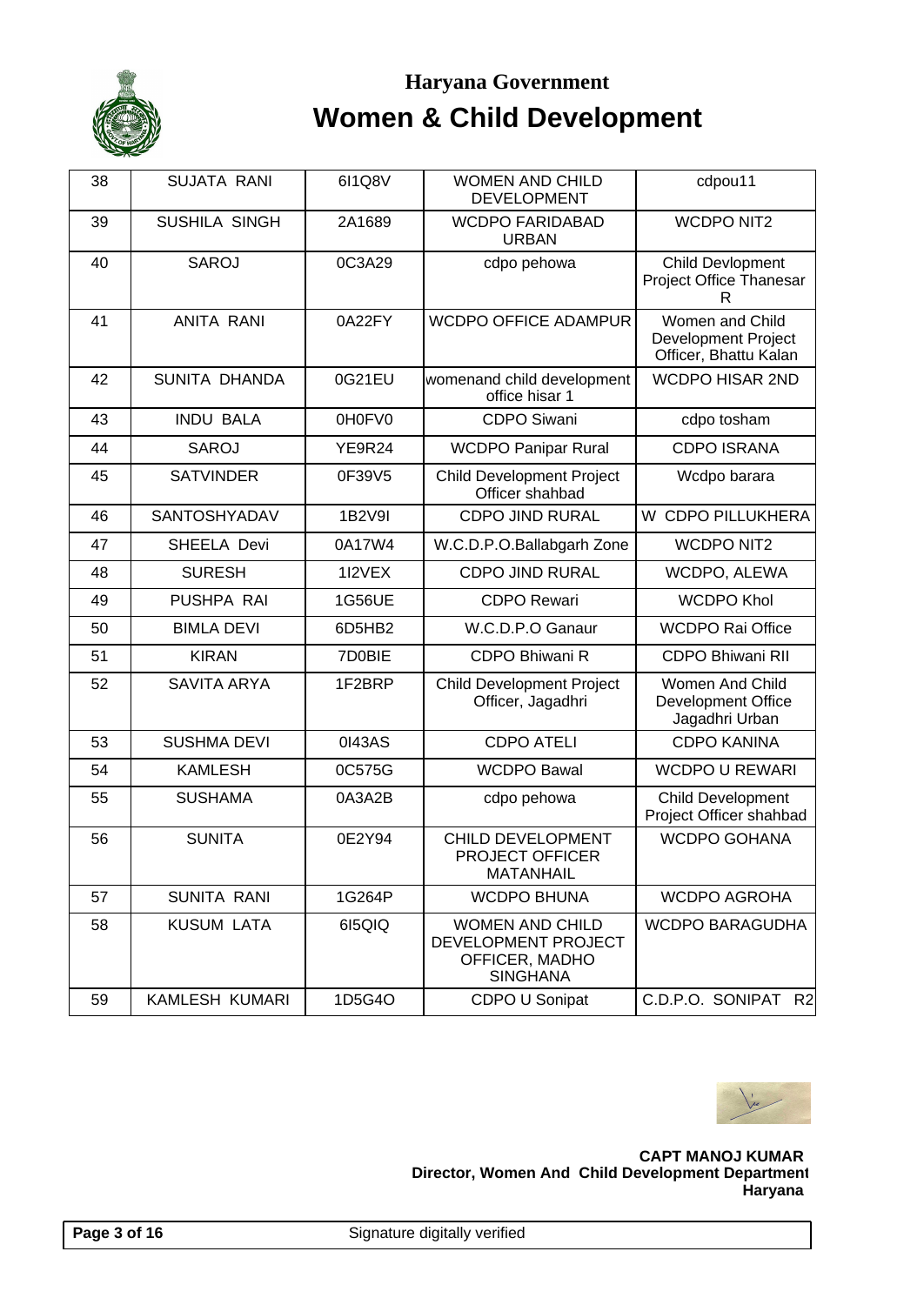# Haryana Government

# Women & Child Development

| 38 | SUJATA RANI | 6I1Q8V | WOMEN AND CHILD DEVELOPMENT | cdpou11 |
|---|---|---|---|---|
| 39 | SUSHILA SINGH | 2A1689 | WCDPO FARIDABAD URBAN | WCDPO NIT2 |
| 40 | SAROJ | 0C3A29 | cdpo pehowa | Child Devlopment Project Office Thanesar R |
| 41 | ANITA RANI | 0A22FY | WCDPO OFFICE ADAMPUR | Women and Child Development Project Officer, Bhattu Kalan |
| 42 | SUNITA DHANDA | 0G21EU | womenand child development office hisar 1 | WCDPO HISAR 2ND |
| 43 | INDU BALA | 0H0FV0 | CDPO Siwani | cdpo tosham |
| 44 | SAROJ | YE9R24 | WCDPO Panipar Rural | CDPO ISRANA |
| 45 | SATVINDER | 0F39V5 | Child Development Project Officer shahbad | Wcdpo barara |
| 46 | SANTOSHYADAV | 1B2V9I | CDPO JIND RURAL | W CDPO PILLUKHERA |
| 47 | SHEELA Devi | 0A17W4 | W.C.D.P.O.Ballabgarh Zone | WCDPO NIT2 |
| 48 | SURESH | 1I2VEX | CDPO JIND RURAL | WCDPO, ALEWA |
| 49 | PUSHPA RAI | 1G56UE | CDPO Rewari | WCDPO Khol |
| 50 | BIMLA DEVI | 6D5HB2 | W.C.D.P.O Ganaur | WCDPO Rai Office |
| 51 | KIRAN | 7D0BIE | CDPO Bhiwani R | CDPO Bhiwani RII |
| 52 | SAVITA ARYA | 1F2BRP | Child Development Project Officer, Jagadhri | Women And Child Development Office Jagadhri Urban |
| 53 | SUSHMA DEVI | 0I43AS | CDPO ATELI | CDPO KANINA |
| 54 | KAMLESH | 0C575G | WCDPO Bawal | WCDPO U REWARI |
| 55 | SUSHAMA | 0A3A2B | cdpo pehowa | Child Development Project Officer shahbad |
| 56 | SUNITA | 0E2Y94 | CHILD DEVELOPMENT PROJECT OFFICER MATANHAIL | WCDPO GOHANA |
| 57 | SUNITA RANI | 1G264P | WCDPO BHUNA | WCDPO AGROHA |
| 58 | KUSUM LATA | 6I5QIQ | WOMEN AND CHILD DEVELOPMENT PROJECT OFFICER, MADHO SINGHANA | WCDPO BARAGUDHA |
| 59 | KAMLESH KUMARI | 1D5G4O | CDPO U Sonipat | C.D.P.O. SONIPAT R2 |

**CAPT MANOJ KUMAR**
**Director, Women And Child Development Department**
**Haryana**

Signature digitally verified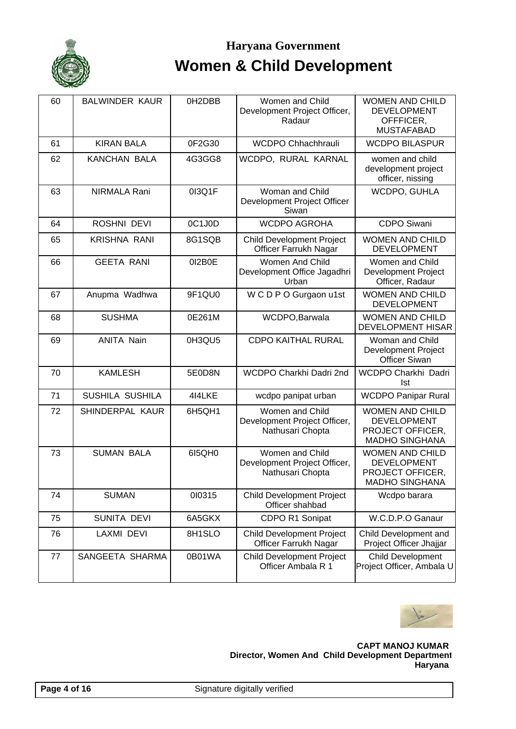# Haryana Government

# Women & Child Development

| 60 | BALWINDER KAUR | 0H2DBB | Women and Child Development Project Officer, Radaur | WOMEN AND CHILD DEVELOPMENT OFFFICER, MUSTAFABAD |
|---|---|---|---|---|
| 61 | KIRAN BALA | 0F2G30 | WCDPO Chhachhrauli | WCDPO BILASPUR |
| 62 | KANCHAN BALA | 4G3GG8 | WCDPO, RURAL KARNAL | women and child development project officer, nissing |
| 63 | NIRMALA Rani | 0I3Q1F | Woman and Child Development Project Officer Siwan | WCDPO, GUHLA |
| 64 | ROSHNI DEVI | 0C1J0D | WCDPO AGROHA | CDPO Siwani |
| 65 | KRISHNA RANI | 8G1SQB | Child Development Project Officer Farrukh Nagar | WOMEN AND CHILD DEVELOPMENT |
| 66 | GEETA RANI | 0I2B0E | Women And Child Development Office Jagadhri Urban | Women and Child Development Project Officer, Radaur |
| 67 | Anupma Wadhwa | 9F1QU0 | W C D P O Gurgaon u1st | WOMEN AND CHILD DEVELOPMENT |
| 68 | SUSHMA | 0E261M | WCDPO,Barwala | WOMEN AND CHILD DEVELOPMENT HISAR |
| 69 | ANITA Nain | 0H3QU5 | CDPO KAITHAL RURAL | Woman and Child Development Project Officer Siwan |
| 70 | KAMLESH | 5E0D8N | WCDPO Charkhi Dadri 2nd | WCDPO Charkhi Dadri Ist |
| 71 | SUSHILA SUSHILA | 4I4LKE | wcdpo panipat urban | WCDPO Panipar Rural |
| 72 | SHINDERPAL KAUR | 6H5QH1 | Women and Child Development Project Officer, Nathusari Chopta | WOMEN AND CHILD DEVELOPMENT PROJECT OFFICER, MADHO SINGHANA |
| 73 | SUMAN BALA | 6I5QH0 | Women and Child Development Project Officer, Nathusari Chopta | WOMEN AND CHILD DEVELOPMENT PROJECT OFFICER, MADHO SINGHANA |
| 74 | SUMAN | 0I0315 | Child Development Project Officer shahbad | Wcdpo barara |
| 75 | SUNITA DEVI | 6A5GKX | CDPO R1 Sonipat | W.C.D.P.O Ganaur |
| 76 | LAXMI DEVI | 8H1SLO | Child Development Project Officer Farrukh Nagar | Child Development and Project Officer Jhajjar |
| 77 | SANGEETA SHARMA | 0B01WA | Child Development Project Officer Ambala R 1 | Child Development Project Officer, Ambala U |

**CAPT MANOJ KUMAR**
**Director, Women And Child Development Department**
**Haryana**

Signature digitally verified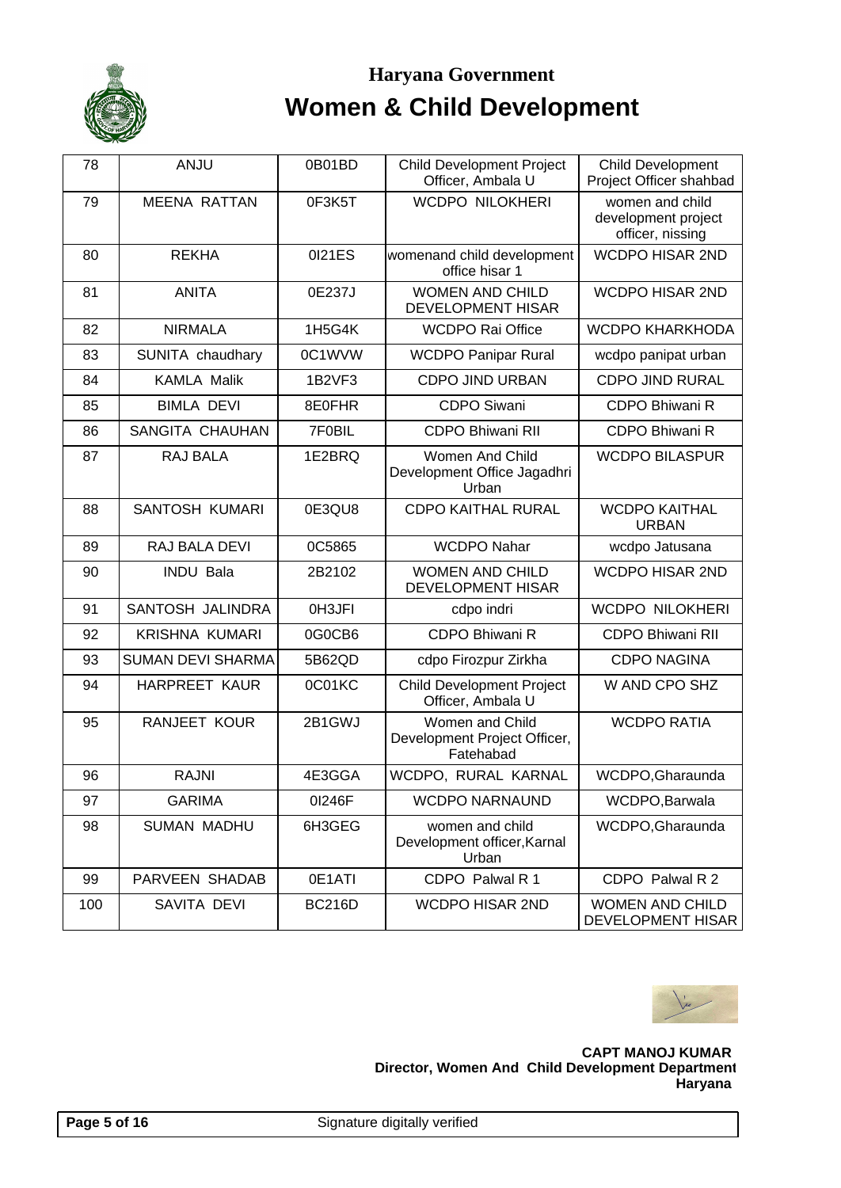# Haryana Government

# Women & Child Development

| 78 | ANJU | 0B01BD | Child Development Project Officer, Ambala U | Child Development Project Officer shahbad |
|---|---|---|---|---|
| 79 | MEENA RATTAN | 0F3K5T | WCDPO NILOKHERI | women and child development project officer, nissing |
| 80 | REKHA | 0I21ES | womenand child development office hisar 1 | WCDPO HISAR 2ND |
| 81 | ANITA | 0E237J | WOMEN AND CHILD DEVELOPMENT HISAR | WCDPO HISAR 2ND |
| 82 | NIRMALA | 1H5G4K | WCDPO Rai Office | WCDPO KHARKHODA |
| 83 | SUNITA chaudhary | 0C1WVW | WCDPO Panipar Rural | wcdpo panipat urban |
| 84 | KAMLA Malik | 1B2VF3 | CDPO JIND URBAN | CDPO JIND RURAL |
| 85 | BIMLA DEVI | 8E0FHR | CDPO Siwani | CDPO Bhiwani R |
| 86 | SANGITA CHAUHAN | 7F0BIL | CDPO Bhiwani RII | CDPO Bhiwani R |
| 87 | RAJ BALA | 1E2BRQ | Women And Child Development Office Jagadhri Urban | WCDPO BILASPUR |
| 88 | SANTOSH KUMARI | 0E3QU8 | CDPO KAITHAL RURAL | WCDPO KAITHAL URBAN |
| 89 | RAJ BALA DEVI | 0C5865 | WCDPO Nahar | wcdpo Jatusana |
| 90 | INDU Bala | 2B2102 | WOMEN AND CHILD DEVELOPMENT HISAR | WCDPO HISAR 2ND |
| 91 | SANTOSH JALINDRA | 0H3JFI | cdpo indri | WCDPO NILOKHERI |
| 92 | KRISHNA KUMARI | 0G0CB6 | CDPO Bhiwani R | CDPO Bhiwani RII |
| 93 | SUMAN DEVI SHARMA | 5B62QD | cdpo Firozpur Zirkha | CDPO NAGINA |
| 94 | HARPREET KAUR | 0C01KC | Child Development Project Officer, Ambala U | W AND CPO SHZ |
| 95 | RANJEET KOUR | 2B1GWJ | Women and Child Development Project Officer, Fatehabad | WCDPO RATIA |
| 96 | RAJNI | 4E3GGA | WCDPO, RURAL KARNAL | WCDPO,Gharaunda |
| 97 | GARIMA | 0I246F | WCDPO NARNAUND | WCDPO,Barwala |
| 98 | SUMAN MADHU | 6H3GEG | women and child Development officer,Karnal Urban | WCDPO,Gharaunda |
| 99 | PARVEEN SHADAB | 0E1ATI | CDPO Palwal R 1 | CDPO Palwal R 2 |
| 100 | SAVITA DEVI | BC216D | WCDPO HISAR 2ND | WOMEN AND CHILD DEVELOPMENT HISAR |

**CAPT MANOJ KUMAR**
**Director, Women And Child Development Department**
**Haryana**

Signature digitally verified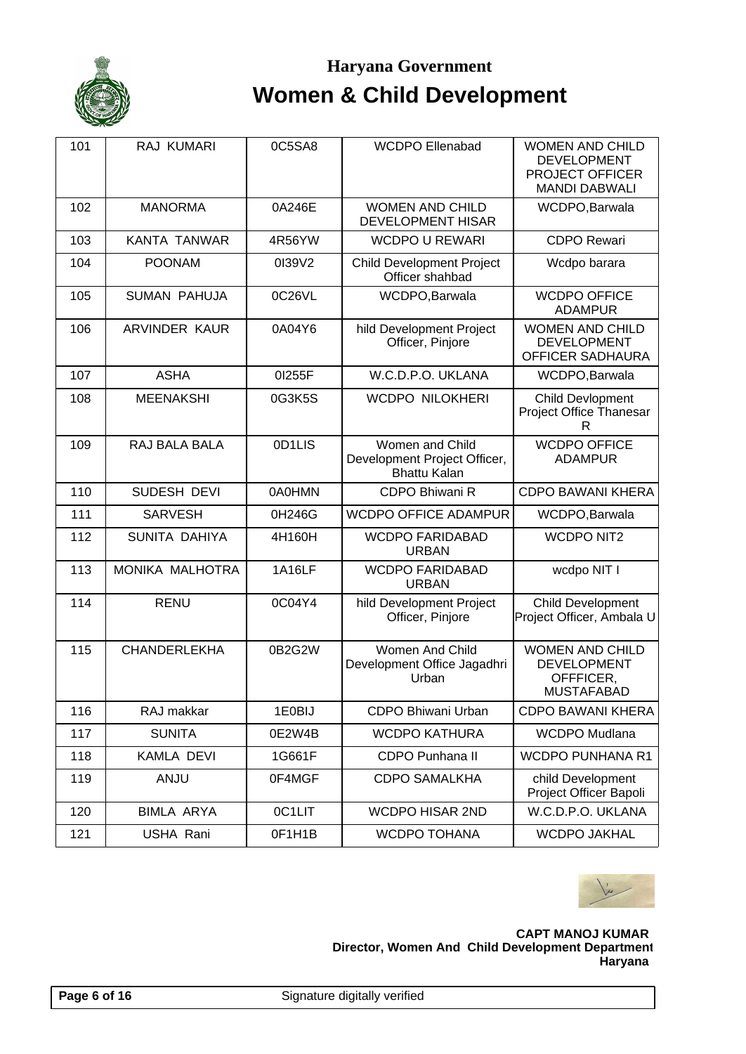# Haryana Government

# Women & Child Development

| | | | | |
|---|---|---|---|---|
| 101 | RAJ KUMARI | 0C5SA8 | WCDPO Ellenabad | WOMEN AND CHILD DEVELOPMENT PROJECT OFFICER MANDI DABWALI |
| 102 | MANORMA | 0A246E | WOMEN AND CHILD DEVELOPMENT HISAR | WCDPO,Barwala |
| 103 | KANTA TANWAR | 4R56YW | WCDPO U REWARI | CDPO Rewari |
| 104 | POONAM | 0I39V2 | Child Development Project Officer shahbad | Wcdpo barara |
| 105 | SUMAN PAHUJA | 0C26VL | WCDPO,Barwala | WCDPO OFFICE ADAMPUR |
| 106 | ARVINDER KAUR | 0A04Y6 | hild Development Project Officer, Pinjore | WOMEN AND CHILD DEVELOPMENT OFFICER SADHAURA |
| 107 | ASHA | 0I255F | W.C.D.P.O. UKLANA | WCDPO,Barwala |
| 108 | MEENAKSHI | 0G3K5S | WCDPO NILOKHERI | Child Devlopment Project Office Thanesar R |
| 109 | RAJ BALA BALA | 0D1LIS | Women and Child Development Project Officer, Bhattu Kalan | WCDPO OFFICE ADAMPUR |
| 110 | SUDESH DEVI | 0A0HMN | CDPO Bhiwani R | CDPO BAWANI KHERA |
| 111 | SARVESH | 0H246G | WCDPO OFFICE ADAMPUR | WCDPO,Barwala |
| 112 | SUNITA DAHIYA | 4H160H | WCDPO FARIDABAD URBAN | WCDPO NIT2 |
| 113 | MONIKA MALHOTRA | 1A16LF | WCDPO FARIDABAD URBAN | wcdpo NIT I |
| 114 | RENU | 0C04Y4 | hild Development Project Officer, Pinjore | Child Development Project Officer, Ambala U |
| 115 | CHANDERLEKHA | 0B2G2W | Women And Child Development Office Jagadhri Urban | WOMEN AND CHILD DEVELOPMENT OFFFICER, MUSTAFABAD |
| 116 | RAJ makkar | 1E0BIJ | CDPO Bhiwani Urban | CDPO BAWANI KHERA |
| 117 | SUNITA | 0E2W4B | WCDPO KATHURA | WCDPO Mudlana |
| 118 | KAMLA DEVI | 1G661F | CDPO Punhana II | WCDPO PUNHANA R1 |
| 119 | ANJU | 0F4MGF | CDPO SAMALKHA | child Development Project Officer Bapoli |
| 120 | BIMLA ARYA | 0C1LIT | WCDPO HISAR 2ND | W.C.D.P.O. UKLANA |
| 121 | USHA Rani | 0F1H1B | WCDPO TOHANA | WCDPO JAKHAL |

**CAPT MANOJ KUMAR**
**Director, Women And Child Development Department**
**Haryana**

Signature digitally verified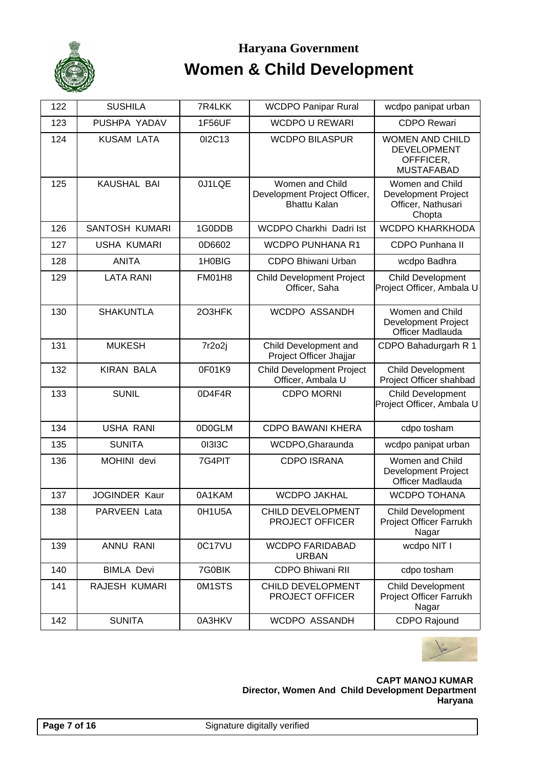# Haryana Government

# Women & Child Development

| 122 | SUSHILA | 7R4LKK | WCDPO Panipar Rural | wcdpo panipat urban |
|---|---|---|---|---|
| 123 | PUSHPA YADAV | 1F56UF | WCDPO U REWARI | CDPO Rewari |
| 124 | KUSAM LATA | 0I2C13 | WCDPO BILASPUR | WOMEN AND CHILD DEVELOPMENT OFFFICER, MUSTAFABAD |
| 125 | KAUSHAL BAI | 0J1LQE | Women and Child Development Project Officer, Bhattu Kalan | Women and Child Development Project Officer, Nathusari Chopta |
| 126 | SANTOSH KUMARI | 1G0DDB | WCDPO Charkhi Dadri Ist | WCDPO KHARKHODA |
| 127 | USHA KUMARI | 0D6602 | WCDPO PUNHANA R1 | CDPO Punhana II |
| 128 | ANITA | 1H0BIG | CDPO Bhiwani Urban | wcdpo Badhra |
| 129 | LATA RANI | FM01H8 | Child Development Project Officer, Saha | Child Development Project Officer, Ambala U |
| 130 | SHAKUNTLA | 2O3HFK | WCDPO ASSANDH | Women and Child Development Project Officer Madlauda |
| 131 | MUKESH | 7r2o2j | Child Development and Project Officer Jhajjar | CDPO Bahadurgarh R 1 |
| 132 | KIRAN BALA | 0F01K9 | Child Development Project Officer, Ambala U | Child Development Project Officer shahbad |
| 133 | SUNIL | 0D4F4R | CDPO MORNI | Child Development Project Officer, Ambala U |
| 134 | USHA RANI | 0D0GLM | CDPO BAWANI KHERA | cdpo tosham |
| 135 | SUNITA | 0I3I3C | WCDPO,Gharaunda | wcdpo panipat urban |
| 136 | MOHINI devi | 7G4PIT | CDPO ISRANA | Women and Child Development Project Officer Madlauda |
| 137 | JOGINDER Kaur | 0A1KAM | WCDPO JAKHAL | WCDPO TOHANA |
| 138 | PARVEEN Lata | 0H1U5A | CHILD DEVELOPMENT PROJECT OFFICER | Child Development Project Officer Farrukh Nagar |
| 139 | ANNU RANI | 0C17VU | WCDPO FARIDABAD URBAN | wcdpo NIT I |
| 140 | BIMLA Devi | 7G0BIK | CDPO Bhiwani RII | cdpo tosham |
| 141 | RAJESH KUMARI | 0M1STS | CHILD DEVELOPMENT PROJECT OFFICER | Child Development Project Officer Farrukh Nagar |
| 142 | SUNITA | 0A3HKV | WCDPO ASSANDH | CDPO Rajound |

**CAPT MANOJ KUMAR**
**Director, Women And Child Development Department**
**Haryana**

Signature digitally verified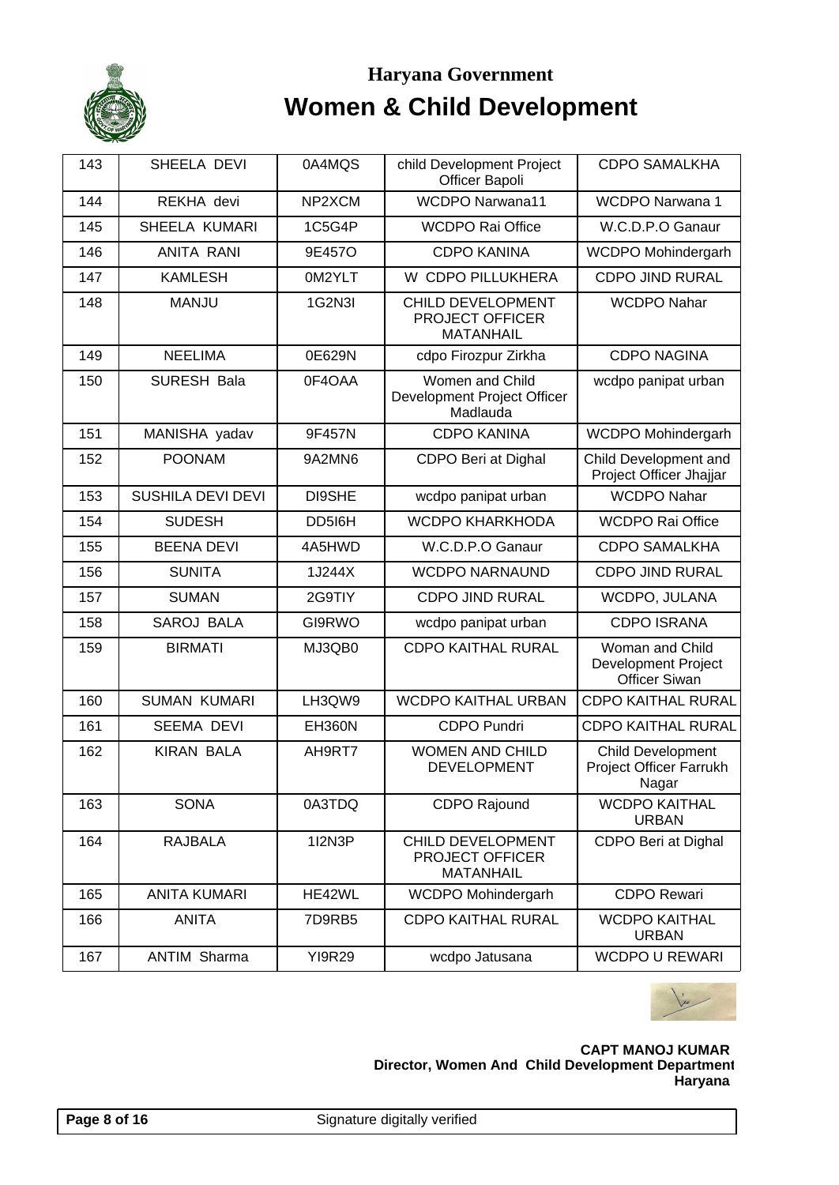# Haryana Government

# Women & Child Development

| 143 | SHEELA DEVI | 0A4MQS | child Development Project Officer Bapoli | CDPO SAMALKHA |
|---|---|---|---|---|
| 144 | REKHA devi | NP2XCM | WCDPO Narwana11 | WCDPO Narwana 1 |
| 145 | SHEELA KUMARI | 1C5G4P | WCDPO Rai Office | W.C.D.P.O Ganaur |
| 146 | ANITA RANI | 9E457O | CDPO KANINA | WCDPO Mohindergarh |
| 147 | KAMLESH | 0M2YLT | W CDPO PILLUKHERA | CDPO JIND RURAL |
| 148 | MANJU | 1G2N3I | CHILD DEVELOPMENT PROJECT OFFICER MATANHAIL | WCDPO Nahar |
| 149 | NEELIMA | 0E629N | cdpo Firozpur Zirkha | CDPO NAGINA |
| 150 | SURESH Bala | 0F4OAA | Women and Child Development Project Officer Madlauda | wcdpo panipat urban |
| 151 | MANISHA yadav | 9F457N | CDPO KANINA | WCDPO Mohindergarh |
| 152 | POONAM | 9A2MN6 | CDPO Beri at Dighal | Child Development and Project Officer Jhajjar |
| 153 | SUSHILA DEVI DEVI | DI9SHE | wcdpo panipat urban | WCDPO Nahar |
| 154 | SUDESH | DD5I6H | WCDPO KHARKHODA | WCDPO Rai Office |
| 155 | BEENA DEVI | 4A5HWD | W.C.D.P.O Ganaur | CDPO SAMALKHA |
| 156 | SUNITA | 1J244X | WCDPO NARNAUND | CDPO JIND RURAL |
| 157 | SUMAN | 2G9TIY | CDPO JIND RURAL | WCDPO, JULANA |
| 158 | SAROJ BALA | GI9RWO | wcdpo panipat urban | CDPO ISRANA |
| 159 | BIRMATI | MJ3QB0 | CDPO KAITHAL RURAL | Woman and Child Development Project Officer Siwan |
| 160 | SUMAN KUMARI | LH3QW9 | WCDPO KAITHAL URBAN | CDPO KAITHAL RURAL |
| 161 | SEEMA DEVI | EH360N | CDPO Pundri | CDPO KAITHAL RURAL |
| 162 | KIRAN BALA | AH9RT7 | WOMEN AND CHILD DEVELOPMENT | Child Development Project Officer Farrukh Nagar |
| 163 | SONA | 0A3TDQ | CDPO Rajound | WCDPO KAITHAL URBAN |
| 164 | RAJBALA | 1I2N3P | CHILD DEVELOPMENT PROJECT OFFICER MATANHAIL | CDPO Beri at Dighal |
| 165 | ANITA KUMARI | HE42WL | WCDPO Mohindergarh | CDPO Rewari |
| 166 | ANITA | 7D9RB5 | CDPO KAITHAL RURAL | WCDPO KAITHAL URBAN |
| 167 | ANTIM Sharma | YI9R29 | wcdpo Jatusana | WCDPO U REWARI |

**CAPT MANOJ KUMAR**
**Director, Women And Child Development Department**
**Haryana**

Signature digitally verified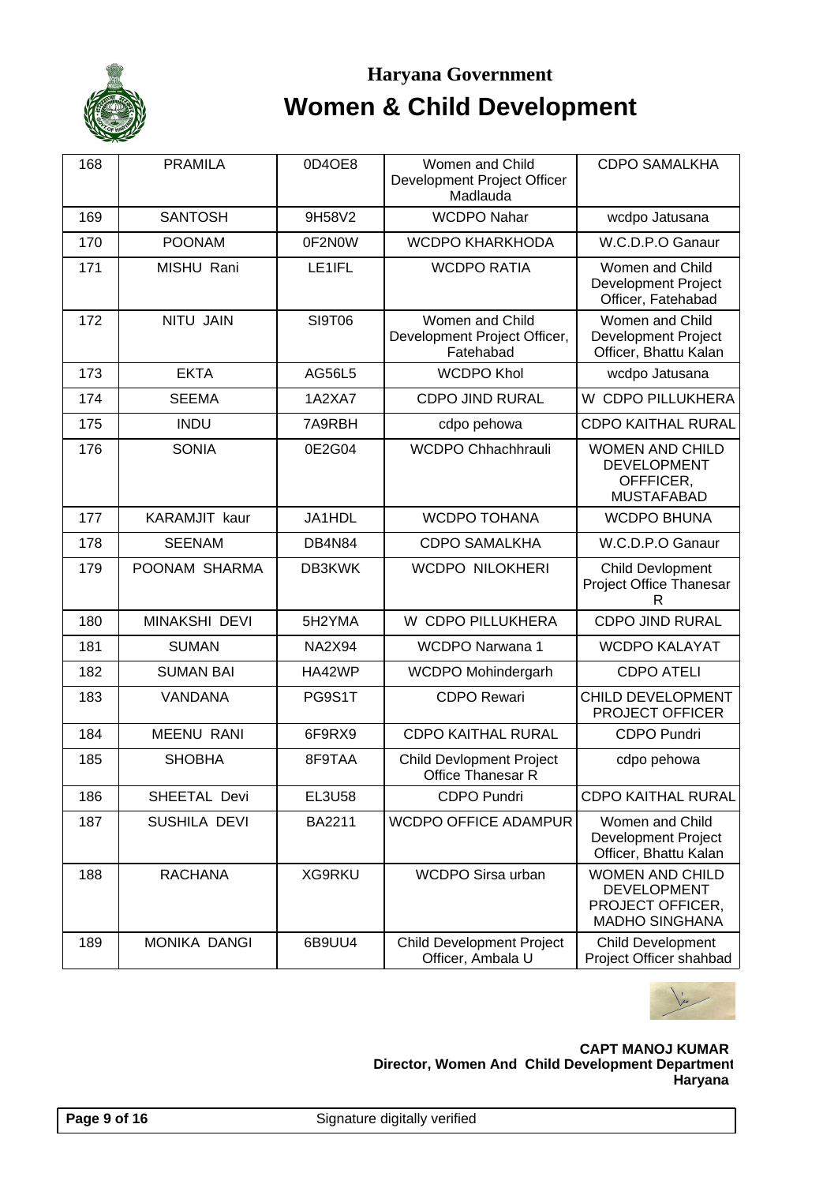# Haryana Government

# Women & Child Development

| 168 | PRAMILA | 0D4OE8 | Women and Child Development Project Officer Madlauda | CDPO SAMALKHA |
|---|---|---|---|---|
| 169 | SANTOSH | 9H58V2 | WCDPO Nahar | wcdpo Jatusana |
| 170 | POONAM | 0F2N0W | WCDPO KHARKHODA | W.C.D.P.O Ganaur |
| 171 | MISHU Rani | LE1IFL | WCDPO RATIA | Women and Child Development Project Officer, Fatehabad |
| 172 | NITU JAIN | SI9T06 | Women and Child Development Project Officer, Fatehabad | Women and Child Development Project Officer, Bhattu Kalan |
| 173 | EKTA | AG56L5 | WCDPO Khol | wcdpo Jatusana |
| 174 | SEEMA | 1A2XA7 | CDPO JIND RURAL | W CDPO PILLUKHERA |
| 175 | INDU | 7A9RBH | cdpo pehowa | CDPO KAITHAL RURAL |
| 176 | SONIA | 0E2G04 | WCDPO Chhachhrauli | WOMEN AND CHILD DEVELOPMENT OFFFICER, MUSTAFABAD |
| 177 | KARAMJIT kaur | JA1HDL | WCDPO TOHANA | WCDPO BHUNA |
| 178 | SEENAM | DB4N84 | CDPO SAMALKHA | W.C.D.P.O Ganaur |
| 179 | POONAM SHARMA | DB3KWK | WCDPO NILOKHERI | Child Devlopment Project Office Thanesar R |
| 180 | MINAKSHI DEVI | 5H2YMA | W CDPO PILLUKHERA | CDPO JIND RURAL |
| 181 | SUMAN | NA2X94 | WCDPO Narwana 1 | WCDPO KALAYAT |
| 182 | SUMAN BAI | HA42WP | WCDPO Mohindergarh | CDPO ATELI |
| 183 | VANDANA | PG9S1T | CDPO Rewari | CHILD DEVELOPMENT PROJECT OFFICER |
| 184 | MEENU RANI | 6F9RX9 | CDPO KAITHAL RURAL | CDPO Pundri |
| 185 | SHOBHA | 8F9TAA | Child Devlopment Project Office Thanesar R | cdpo pehowa |
| 186 | SHEETAL Devi | EL3U58 | CDPO Pundri | CDPO KAITHAL RURAL |
| 187 | SUSHILA DEVI | BA2211 | WCDPO OFFICE ADAMPUR | Women and Child Development Project Officer, Bhattu Kalan |
| 188 | RACHANA | XG9RKU | WCDPO Sirsa urban | WOMEN AND CHILD DEVELOPMENT PROJECT OFFICER, MADHO SINGHANA |
| 189 | MONIKA DANGI | 6B9UU4 | Child Development Project Officer, Ambala U | Child Development Project Officer shahbad |

**CAPT MANOJ KUMAR**
**Director, Women And Child Development Department**
**Haryana**

Signature digitally verified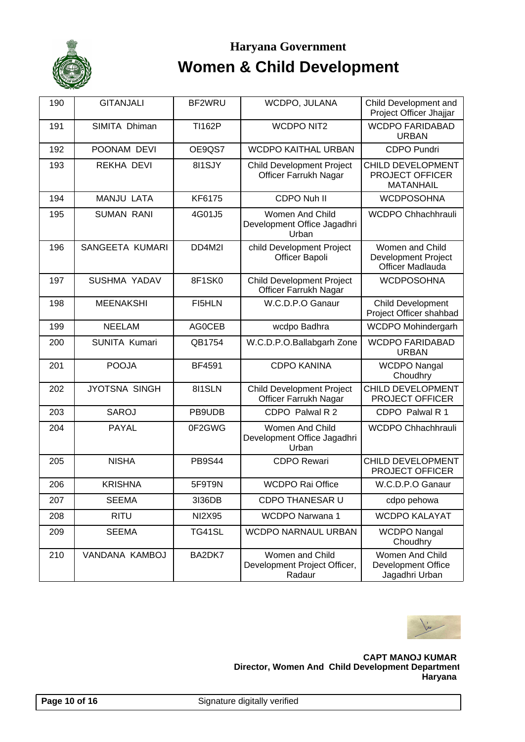# Haryana Government

# Women & Child Development

| 190 | GITANJALI | BF2WRU | WCDPO, JULANA | Child Development and Project Officer Jhajjar |
|---|---|---|---|---|
| 191 | SIMITA Dhiman | TI162P | WCDPO NIT2 | WCDPO FARIDABAD URBAN |
| 192 | POONAM DEVI | OE9QS7 | WCDPO KAITHAL URBAN | CDPO Pundri |
| 193 | REKHA DEVI | 8I1SJY | Child Development Project Officer Farrukh Nagar | CHILD DEVELOPMENT PROJECT OFFICER MATANHAIL |
| 194 | MANJU LATA | KF6175 | CDPO Nuh II | WCDPOSOHNA |
| 195 | SUMAN RANI | 4G01J5 | Women And Child Development Office Jagadhri Urban | WCDPO Chhachhrauli |
| 196 | SANGEETA KUMARI | DD4M2I | child Development Project Officer Bapoli | Women and Child Development Project Officer Madlauda |
| 197 | SUSHMA YADAV | 8F1SK0 | Child Development Project Officer Farrukh Nagar | WCDPOSOHNA |
| 198 | MEENAKSHI | FI5HLN | W.C.D.P.O Ganaur | Child Development Project Officer shahbad |
| 199 | NEELAM | AG0CEB | wcdpo Badhra | WCDPO Mohindergarh |
| 200 | SUNITA Kumari | QB1754 | W.C.D.P.O.Ballabgarh Zone | WCDPO FARIDABAD URBAN |
| 201 | POOJA | BF4591 | CDPO KANINA | WCDPO Nangal Choudhry |
| 202 | JYOTSNA SINGH | 8I1SLN | Child Development Project Officer Farrukh Nagar | CHILD DEVELOPMENT PROJECT OFFICER |
| 203 | SAROJ | PB9UDB | CDPO Palwal R 2 | CDPO Palwal R 1 |
| 204 | PAYAL | 0F2GWG | Women And Child Development Office Jagadhri Urban | WCDPO Chhachhrauli |
| 205 | NISHA | PB9S44 | CDPO Rewari | CHILD DEVELOPMENT PROJECT OFFICER |
| 206 | KRISHNA | 5F9T9N | WCDPO Rai Office | W.C.D.P.O Ganaur |
| 207 | SEEMA | 3I36DB | CDPO THANESAR U | cdpo pehowa |
| 208 | RITU | NI2X95 | WCDPO Narwana 1 | WCDPO KALAYAT |
| 209 | SEEMA | TG41SL | WCDPO NARNAUL URBAN | WCDPO Nangal Choudhry |
| 210 | VANDANA KAMBOJ | BA2DK7 | Women and Child Development Project Officer, Radaur | Women And Child Development Office Jagadhri Urban |

**CAPT MANOJ KUMAR**
**Director, Women And Child Development Department**
**Haryana**

Signature digitally verified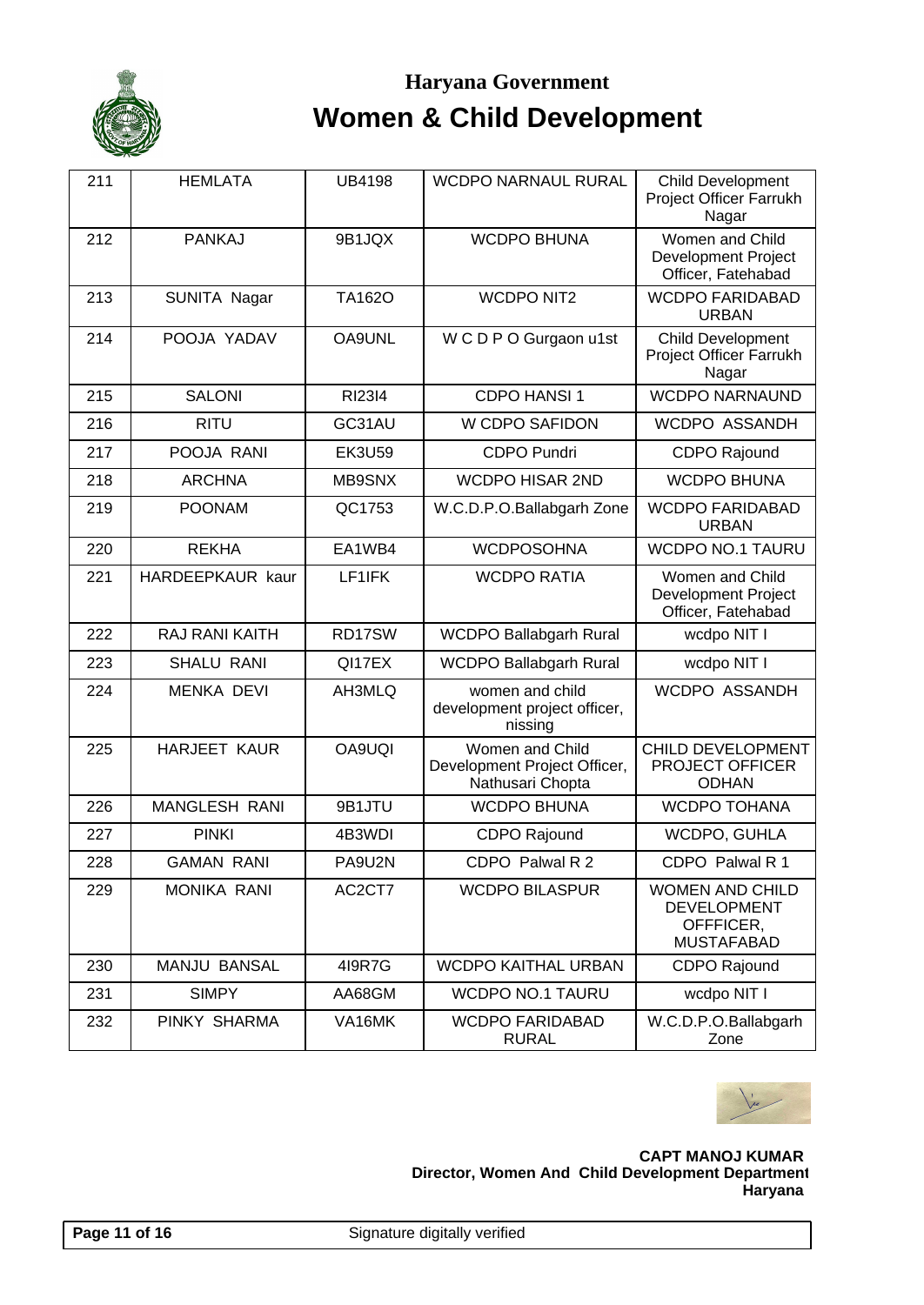# Haryana Government

# Women & Child Development

| 211 | HEMLATA | UB4198 | WCDPO NARNAUL RURAL | Child Development Project Officer Farrukh Nagar |
|---|---|---|---|---|
| 212 | PANKAJ | 9B1JQX | WCDPO BHUNA | Women and Child Development Project Officer, Fatehabad |
| 213 | SUNITA Nagar | TA162O | WCDPO NIT2 | WCDPO FARIDABAD URBAN |
| 214 | POOJA YADAV | OA9UNL | W C D P O Gurgaon u1st | Child Development Project Officer Farrukh Nagar |
| 215 | SALONI | RI23I4 | CDPO HANSI 1 | WCDPO NARNAUND |
| 216 | RITU | GC31AU | W CDPO SAFIDON | WCDPO ASSANDH |
| 217 | POOJA RANI | EK3U59 | CDPO Pundri | CDPO Rajound |
| 218 | ARCHNA | MB9SNX | WCDPO HISAR 2ND | WCDPO BHUNA |
| 219 | POONAM | QC1753 | W.C.D.P.O.Ballabgarh Zone | WCDPO FARIDABAD URBAN |
| 220 | REKHA | EA1WB4 | WCDPOSOHNA | WCDPO NO.1 TAURU |
| 221 | HARDEEPKAUR kaur | LF1IFK | WCDPO RATIA | Women and Child Development Project Officer, Fatehabad |
| 222 | RAJ RANI KAITH | RD17SW | WCDPO Ballabgarh Rural | wcdpo NIT I |
| 223 | SHALU RANI | QI17EX | WCDPO Ballabgarh Rural | wcdpo NIT I |
| 224 | MENKA DEVI | AH3MLQ | women and child development project officer, nissing | WCDPO ASSANDH |
| 225 | HARJEET KAUR | OA9UQI | Women and Child Development Project Officer, Nathusari Chopta | CHILD DEVELOPMENT PROJECT OFFICER ODHAN |
| 226 | MANGLESH RANI | 9B1JTU | WCDPO BHUNA | WCDPO TOHANA |
| 227 | PINKI | 4B3WDI | CDPO Rajound | WCDPO, GUHLA |
| 228 | GAMAN RANI | PA9U2N | CDPO Palwal R 2 | CDPO Palwal R 1 |
| 229 | MONIKA RANI | AC2CT7 | WCDPO BILASPUR | WOMEN AND CHILD DEVELOPMENT OFFFICER, MUSTAFABAD |
| 230 | MANJU BANSAL | 4I9R7G | WCDPO KAITHAL URBAN | CDPO Rajound |
| 231 | SIMPY | AA68GM | WCDPO NO.1 TAURU | wcdpo NIT I |
| 232 | PINKY SHARMA | VA16MK | WCDPO FARIDABAD RURAL | W.C.D.P.O.Ballabgarh Zone |

**CAPT MANOJ KUMAR**
**Director, Women And Child Development Department**
**Haryana**

Signature digitally verified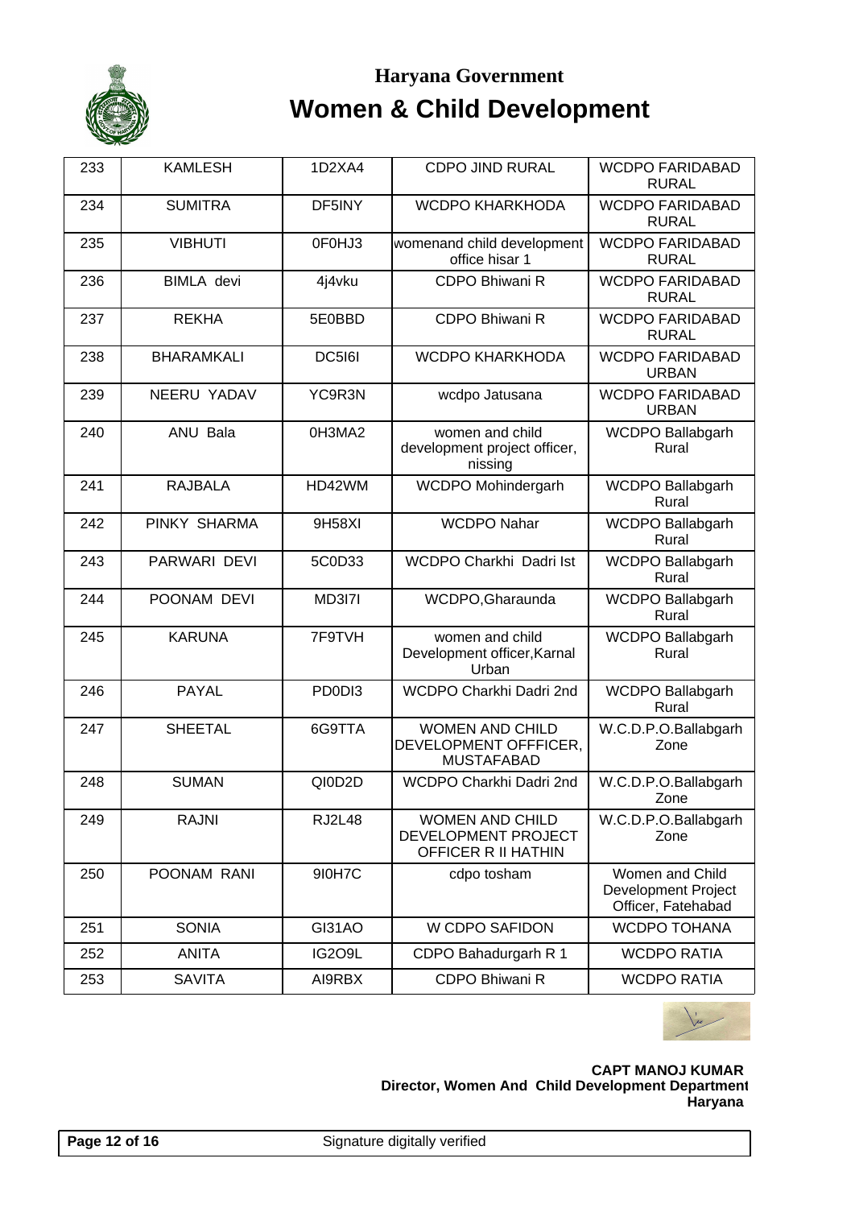# Haryana Government

# Women & Child Development

| 233 | KAMLESH | 1D2XA4 | CDPO JIND RURAL | WCDPO FARIDABAD RURAL |
|---|---|---|---|---|
| 234 | SUMITRA | DF5INY | WCDPO KHARKHODA | WCDPO FARIDABAD RURAL |
| 235 | VIBHUTI | 0F0HJ3 | womenand child development office hisar 1 | WCDPO FARIDABAD RURAL |
| 236 | BIMLA devi | 4j4vku | CDPO Bhiwani R | WCDPO FARIDABAD RURAL |
| 237 | REKHA | 5E0BBD | CDPO Bhiwani R | WCDPO FARIDABAD RURAL |
| 238 | BHARAMKALI | DC5I6I | WCDPO KHARKHODA | WCDPO FARIDABAD URBAN |
| 239 | NEERU YADAV | YC9R3N | wcdpo Jatusana | WCDPO FARIDABAD URBAN |
| 240 | ANU Bala | 0H3MA2 | women and child development project officer, nissing | WCDPO Ballabgarh Rural |
| 241 | RAJBALA | HD42WM | WCDPO Mohindergarh | WCDPO Ballabgarh Rural |
| 242 | PINKY SHARMA | 9H58XI | WCDPO Nahar | WCDPO Ballabgarh Rural |
| 243 | PARWARI DEVI | 5C0D33 | WCDPO Charkhi Dadri Ist | WCDPO Ballabgarh Rural |
| 244 | POONAM DEVI | MD3I7I | WCDPO,Gharaunda | WCDPO Ballabgarh Rural |
| 245 | KARUNA | 7F9TVH | women and child Development officer,Karnal Urban | WCDPO Ballabgarh Rural |
| 246 | PAYAL | PD0DI3 | WCDPO Charkhi Dadri 2nd | WCDPO Ballabgarh Rural |
| 247 | SHEETAL | 6G9TTA | WOMEN AND CHILD DEVELOPMENT OFFFICER, MUSTAFABAD | W.C.D.P.O.Ballabgarh Zone |
| 248 | SUMAN | QI0D2D | WCDPO Charkhi Dadri 2nd | W.C.D.P.O.Ballabgarh Zone |
| 249 | RAJNI | RJ2L48 | WOMEN AND CHILD DEVELOPMENT PROJECT OFFICER R II HATHIN | W.C.D.P.O.Ballabgarh Zone |
| 250 | POONAM RANI | 9I0H7C | cdpo tosham | Women and Child Development Project Officer, Fatehabad |
| 251 | SONIA | GI31AO | W CDPO SAFIDON | WCDPO TOHANA |
| 252 | ANITA | IG2O9L | CDPO Bahadurgarh R 1 | WCDPO RATIA |
| 253 | SAVITA | AI9RBX | CDPO Bhiwani R | WCDPO RATIA |

**CAPT MANOJ KUMAR**
**Director, Women And Child Development Department**
**Haryana**

Signature digitally verified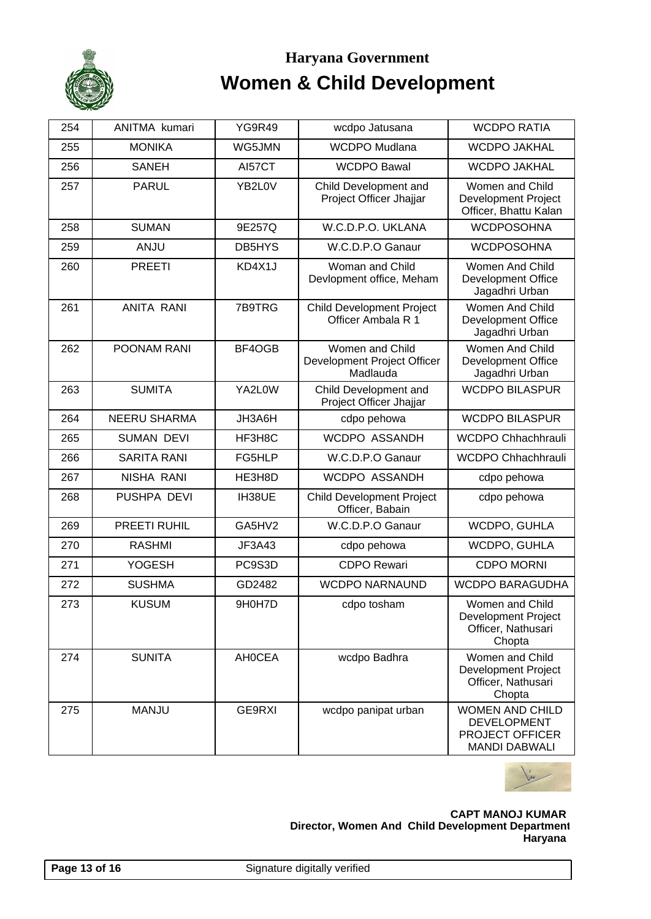# Haryana Government

# Women & Child Development

| 254 | ANITMA kumari | YG9R49 | wcdpo Jatusana | WCDPO RATIA |
|---|---|---|---|---|
| 255 | MONIKA | WG5JMN | WCDPO Mudlana | WCDPO JAKHAL |
| 256 | SANEH | AI57CT | WCDPO Bawal | WCDPO JAKHAL |
| 257 | PARUL | YB2L0V | Child Development and Project Officer Jhajjar | Women and Child Development Project Officer, Bhattu Kalan |
| 258 | SUMAN | 9E257Q | W.C.D.P.O. UKLANA | WCDPOSOHNA |
| 259 | ANJU | DB5HYS | W.C.D.P.O Ganaur | WCDPOSOHNA |
| 260 | PREETI | KD4X1J | Woman and Child Devlopment office, Meham | Women And Child Development Office Jagadhri Urban |
| 261 | ANITA RANI | 7B9TRG | Child Development Project Officer Ambala R 1 | Women And Child Development Office Jagadhri Urban |
| 262 | POONAM RANI | BF4OGB | Women and Child Development Project Officer Madlauda | Women And Child Development Office Jagadhri Urban |
| 263 | SUMITA | YA2L0W | Child Development and Project Officer Jhajjar | WCDPO BILASPUR |
| 264 | NEERU SHARMA | JH3A6H | cdpo pehowa | WCDPO BILASPUR |
| 265 | SUMAN DEVI | HF3H8C | WCDPO ASSANDH | WCDPO Chhachhrauli |
| 266 | SARITA RANI | FG5HLP | W.C.D.P.O Ganaur | WCDPO Chhachhrauli |
| 267 | NISHA RANI | HE3H8D | WCDPO ASSANDH | cdpo pehowa |
| 268 | PUSHPA DEVI | IH38UE | Child Development Project Officer, Babain | cdpo pehowa |
| 269 | PREETI RUHIL | GA5HV2 | W.C.D.P.O Ganaur | WCDPO, GUHLA |
| 270 | RASHMI | JF3A43 | cdpo pehowa | WCDPO, GUHLA |
| 271 | YOGESH | PC9S3D | CDPO Rewari | CDPO MORNI |
| 272 | SUSHMA | GD2482 | WCDPO NARNAUND | WCDPO BARAGUDHA |
| 273 | KUSUM | 9H0H7D | cdpo tosham | Women and Child Development Project Officer, Nathusari Chopta |
| 274 | SUNITA | AH0CEA | wcdpo Badhra | Women and Child Development Project Officer, Nathusari Chopta |
| 275 | MANJU | GE9RXI | wcdpo panipat urban | WOMEN AND CHILD DEVELOPMENT PROJECT OFFICER MANDI DABWALI |

**CAPT MANOJ KUMAR**
**Director, Women And Child Development Department**
**Haryana**

Signature digitally verified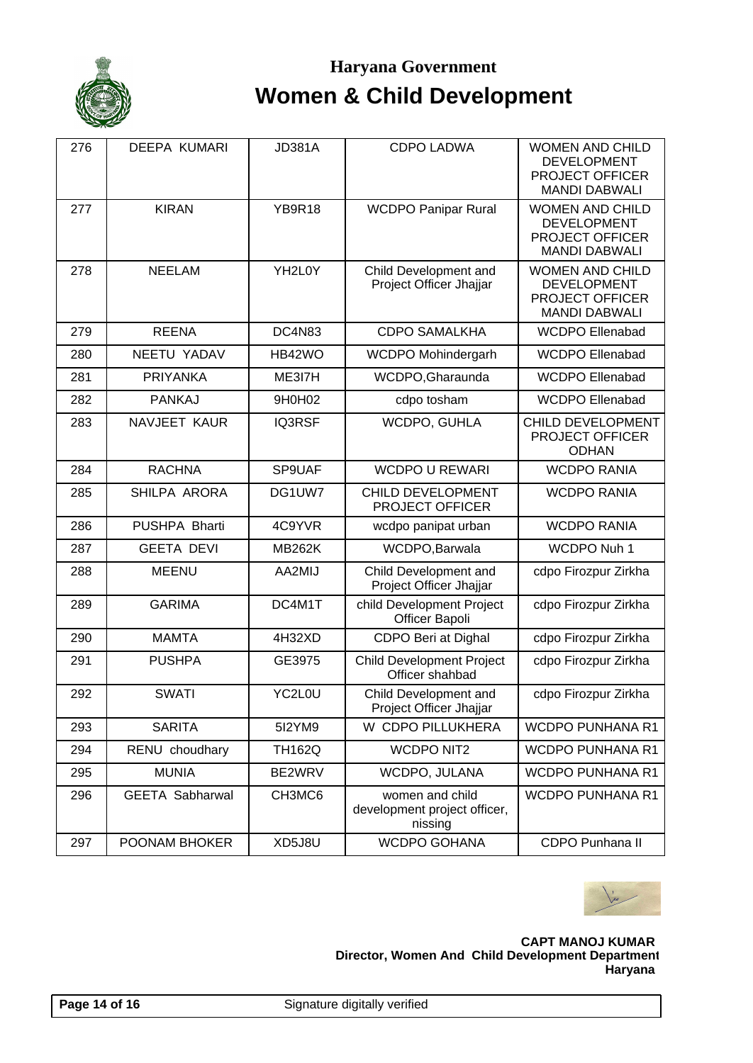**Haryana Government**

# Women & Child Development

| 276 | DEEPA KUMARI | JD381A | CDPO LADWA | WOMEN AND CHILD DEVELOPMENT PROJECT OFFICER MANDI DABWALI |
|---|---|---|---|---|
| 277 | KIRAN | YB9R18 | WCDPO Panipar Rural | WOMEN AND CHILD DEVELOPMENT PROJECT OFFICER MANDI DABWALI |
| 278 | NEELAM | YH2L0Y | Child Development and Project Officer Jhajjar | WOMEN AND CHILD DEVELOPMENT PROJECT OFFICER MANDI DABWALI |
| 279 | REENA | DC4N83 | CDPO SAMALKHA | WCDPO Ellenabad |
| 280 | NEETU YADAV | HB42WO | WCDPO Mohindergarh | WCDPO Ellenabad |
| 281 | PRIYANKA | ME3I7H | WCDPO,Gharaunda | WCDPO Ellenabad |
| 282 | PANKAJ | 9H0H02 | cdpo tosham | WCDPO Ellenabad |
| 283 | NAVJEET KAUR | IQ3RSF | WCDPO, GUHLA | CHILD DEVELOPMENT PROJECT OFFICER ODHAN |
| 284 | RACHNA | SP9UAF | WCDPO U REWARI | WCDPO RANIA |
| 285 | SHILPA ARORA | DG1UW7 | CHILD DEVELOPMENT PROJECT OFFICER | WCDPO RANIA |
| 286 | PUSHPA Bharti | 4C9YVR | wcdpo panipat urban | WCDPO RANIA |
| 287 | GEETA DEVI | MB262K | WCDPO,Barwala | WCDPO Nuh 1 |
| 288 | MEENU | AA2MIJ | Child Development and Project Officer Jhajjar | cdpo Firozpur Zirkha |
| 289 | GARIMA | DC4M1T | child Development Project Officer Bapoli | cdpo Firozpur Zirkha |
| 290 | MAMTA | 4H32XD | CDPO Beri at Dighal | cdpo Firozpur Zirkha |
| 291 | PUSHPA | GE3975 | Child Development Project Officer shahbad | cdpo Firozpur Zirkha |
| 292 | SWATI | YC2L0U | Child Development and Project Officer Jhajjar | cdpo Firozpur Zirkha |
| 293 | SARITA | 5I2YM9 | W CDPO PILLUKHERA | WCDPO PUNHANA R1 |
| 294 | RENU choudhary | TH162Q | WCDPO NIT2 | WCDPO PUNHANA R1 |
| 295 | MUNIA | BE2WRV | WCDPO, JULANA | WCDPO PUNHANA R1 |
| 296 | GEETA Sabharwal | CH3MC6 | women and child development project officer, nissing | WCDPO PUNHANA R1 |
| 297 | POONAM BHOKER | XD5J8U | WCDPO GOHANA | CDPO Punhana II |

**CAPT MANOJ KUMAR**
**Director, Women And Child Development Department**
**Haryana**

Signature digitally verified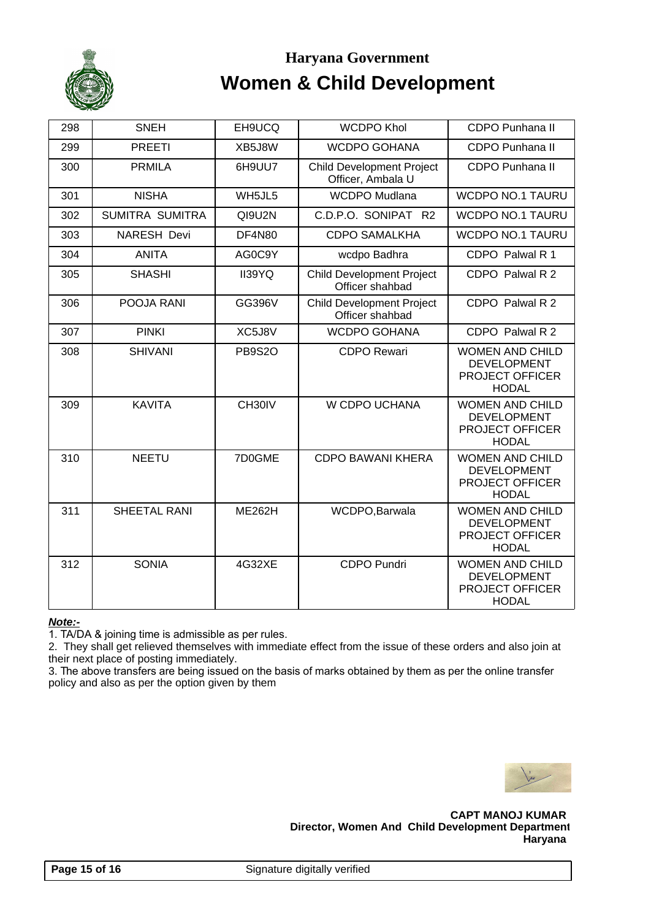# Haryana Government

# Women & Child Development

| 298 | SNEH | EH9UCQ | WCDPO Khol | CDPO Punhana II |
|---|---|---|---|---|
| 299 | PREETI | XB5J8W | WCDPO GOHANA | CDPO Punhana II |
| 300 | PRMILA | 6H9UU7 | Child Development Project Officer, Ambala U | CDPO Punhana II |
| 301 | NISHA | WH5JL5 | WCDPO Mudlana | WCDPO NO.1 TAURU |
| 302 | SUMITRA SUMITRA | QI9U2N | C.D.P.O. SONIPAT R2 | WCDPO NO.1 TAURU |
| 303 | NARESH Devi | DF4N80 | CDPO SAMALKHA | WCDPO NO.1 TAURU |
| 304 | ANITA | AG0C9Y | wcdpo Badhra | CDPO Palwal R 1 |
| 305 | SHASHI | II39YQ | Child Development Project Officer shahbad | CDPO Palwal R 2 |
| 306 | POOJA RANI | GG396V | Child Development Project Officer shahbad | CDPO Palwal R 2 |
| 307 | PINKI | XC5J8V | WCDPO GOHANA | CDPO Palwal R 2 |
| 308 | SHIVANI | PB9S2O | CDPO Rewari | WOMEN AND CHILD DEVELOPMENT PROJECT OFFICER HODAL |
| 309 | KAVITA | CH30IV | W CDPO UCHANA | WOMEN AND CHILD DEVELOPMENT PROJECT OFFICER HODAL |
| 310 | NEETU | 7D0GME | CDPO BAWANI KHERA | WOMEN AND CHILD DEVELOPMENT PROJECT OFFICER HODAL |
| 311 | SHEETAL RANI | ME262H | WCDPO,Barwala | WOMEN AND CHILD DEVELOPMENT PROJECT OFFICER HODAL |
| 312 | SONIA | 4G32XE | CDPO Pundri | WOMEN AND CHILD DEVELOPMENT PROJECT OFFICER HODAL |

***Note:-***

1. TA/DA & joining time is admissible as per rules.
2. They shall get relieved themselves with immediate effect from the issue of these orders and also join at their next place of posting immediately.
3. The above transfers are being issued on the basis of marks obtained by them as per the online transfer policy and also as per the option given by them

**CAPT MANOJ KUMAR**
**Director, Women And Child Development Department**
**Haryana**

Signature digitally verified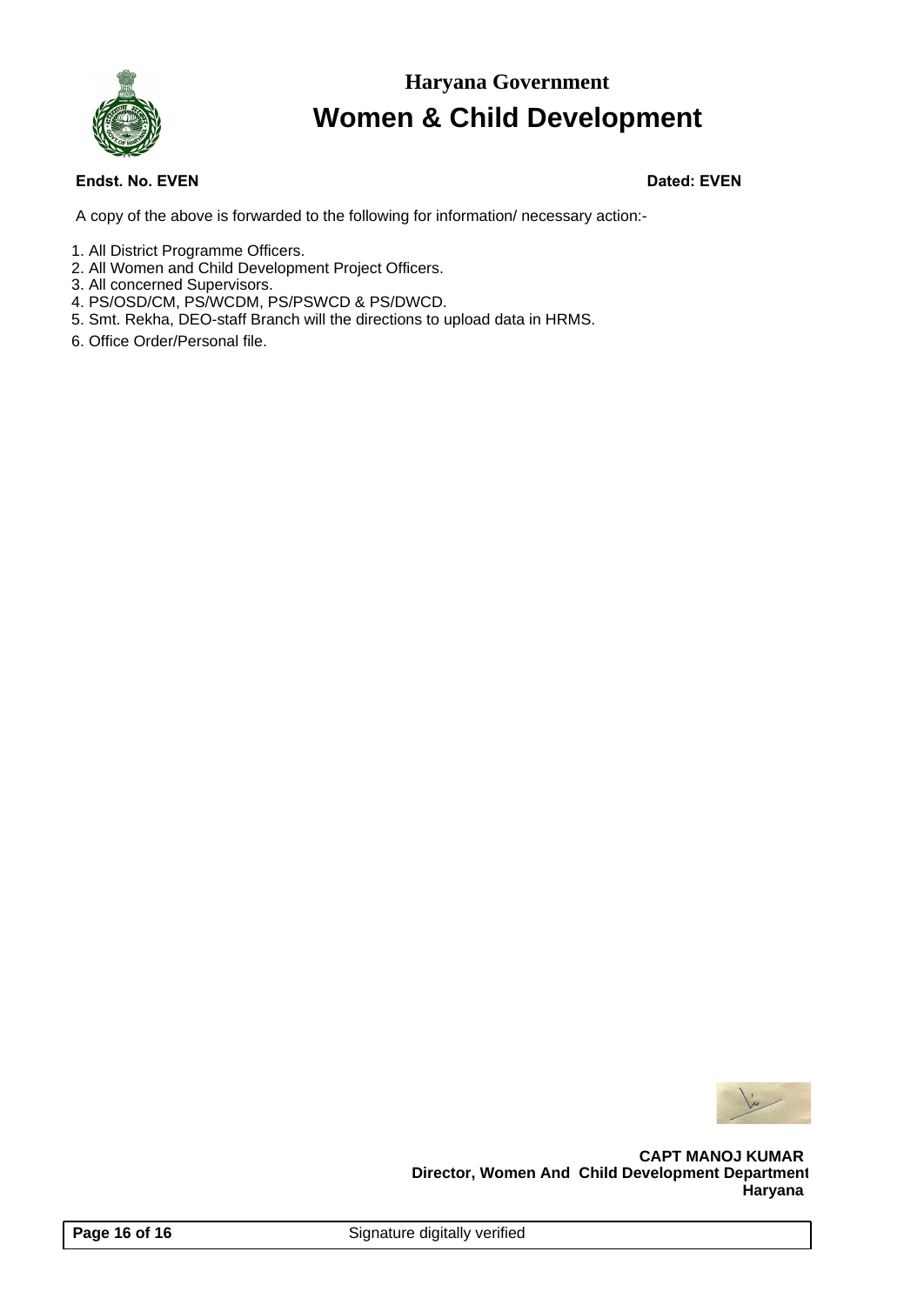**Haryana Government**

# Women & Child Development

**Endst. No. EVEN** **Dated: EVEN**

A copy of the above is forwarded to the following for information/ necessary action:-

1. All District Programme Officers.
2. All Women and Child Development Project Officers.
3. All concerned Supervisors.
4. PS/OSD/CM, PS/WCDM, PS/PSWCD & PS/DWCD.
5. Smt. Rekha, DEO-staff Branch will the directions to upload data in HRMS.
6. Office Order/Personal file.

**CAPT MANOJ KUMAR**
**Director, Women And Child Development Department**
**Haryana**

Signature digitally verified